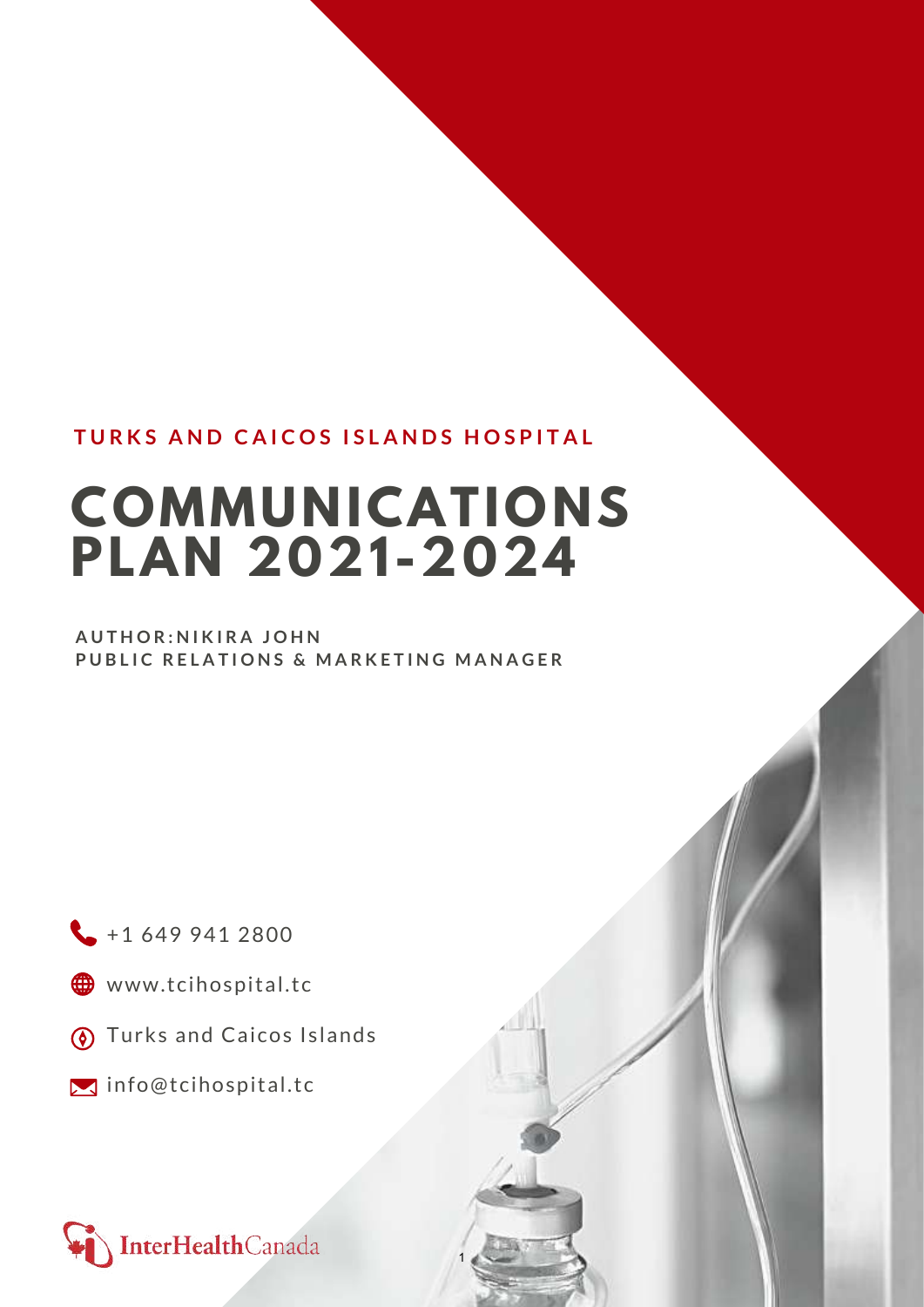TURKS AND CAICOS ISLANDS HOSPITAL

# COMMUNICATIONS PLAN 2021-2024

**AUTHOR:NIKIRA JOHN**
**PUBLIC RELATIONS & MARKETING MANAGER**

+1 649 941 2800

www.tcihospital.tc

Turks and Caicos Islands

info@tcihospital.tc

InterHealthCanada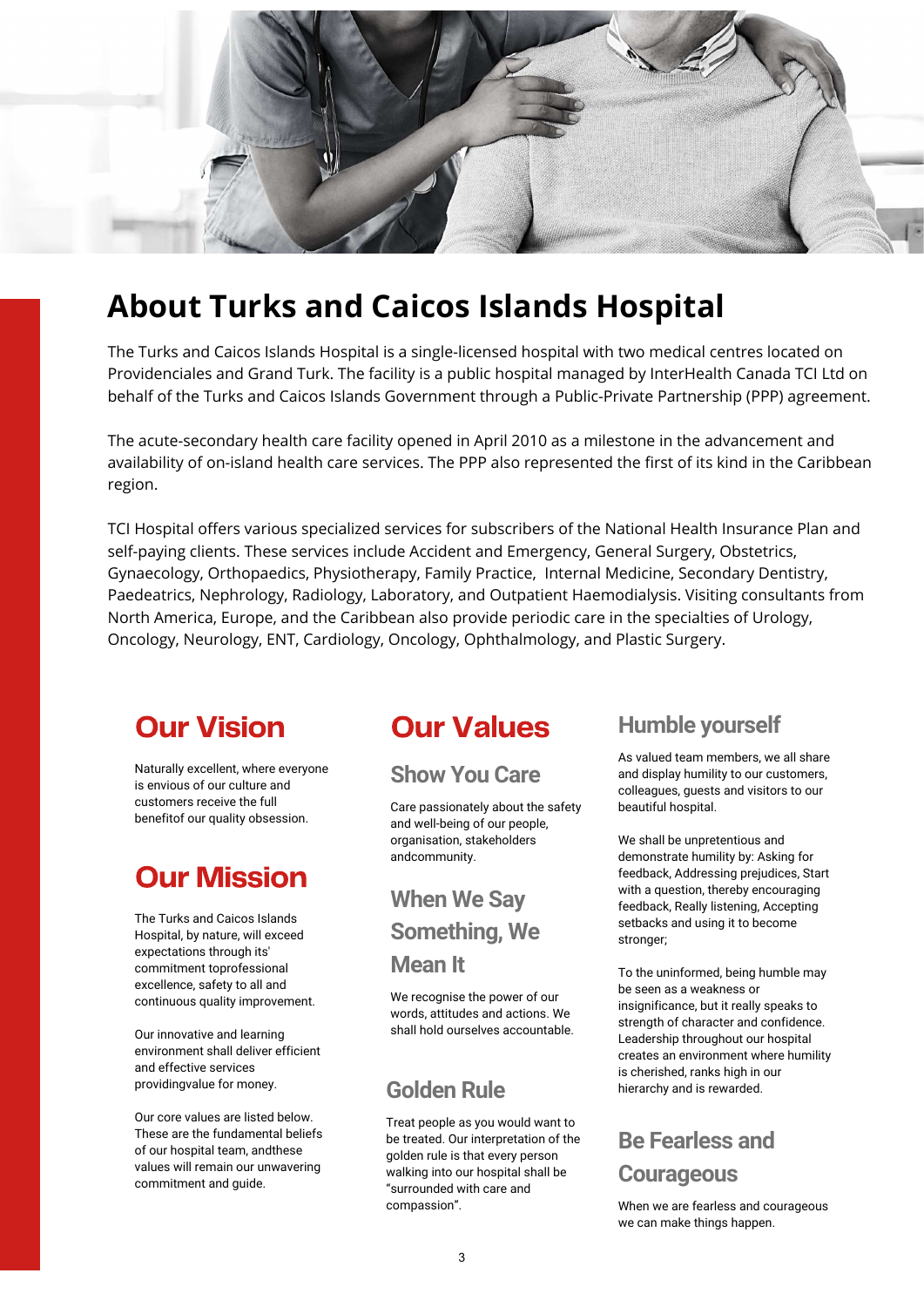# About Turks and Caicos Islands Hospital

The Turks and Caicos Islands Hospital is a single-licensed hospital with two medical centres located on Providenciales and Grand Turk. The facility is a public hospital managed by InterHealth Canada TCI Ltd on behalf of the Turks and Caicos Islands Government through a Public-Private Partnership (PPP) agreement.

The acute-secondary health care facility opened in April 2010 as a milestone in the advancement and availability of on-island health care services. The PPP also represented the first of its kind in the Caribbean region.

TCI Hospital offers various specialized services for subscribers of the National Health Insurance Plan and self-paying clients. These services include Accident and Emergency, General Surgery, Obstetrics, Gynaecology, Orthopaedics, Physiotherapy, Family Practice, Internal Medicine, Secondary Dentistry, Paedeatrics, Nephrology, Radiology, Laboratory, and Outpatient Haemodialysis. Visiting consultants from North America, Europe, and the Caribbean also provide periodic care in the specialties of Urology, Oncology, Neurology, ENT, Cardiology, Oncology, Ophthalmology, and Plastic Surgery.

## Our Vision

Naturally excellent, where everyone is envious of our culture and customers receive the full benefitof our quality obsession.

## Our Mission

The Turks and Caicos Islands Hospital, by nature, will exceed expectations through its' commitment toprofessional excellence, safety to all and continuous quality improvement.

Our innovative and learning environment shall deliver efficient and effective services providingvalue for money.

Our core values are listed below. These are the fundamental beliefs of our hospital team, andthese values will remain our unwavering commitment and guide.

## Our Values

### Show You Care

Care passionately about the safety and well-being of our people, organisation, stakeholders andcommunity.

### When We Say Something, We Mean It

We recognise the power of our words, attitudes and actions. We shall hold ourselves accountable.

### Golden Rule

Treat people as you would want to be treated. Our interpretation of the golden rule is that every person walking into our hospital shall be "surrounded with care and compassion".

### Humble yourself

As valued team members, we all share and display humility to our customers, colleagues, guests and visitors to our beautiful hospital.

We shall be unpretentious and demonstrate humility by: Asking for feedback, Addressing prejudices, Start with a question, thereby encouraging feedback, Really listening, Accepting setbacks and using it to become stronger;

To the uninformed, being humble may be seen as a weakness or insignificance, but it really speaks to strength of character and confidence. Leadership throughout our hospital creates an environment where humility is cherished, ranks high in our hierarchy and is rewarded.

### Be Fearless and Courageous

When we are fearless and courageous we can make things happen.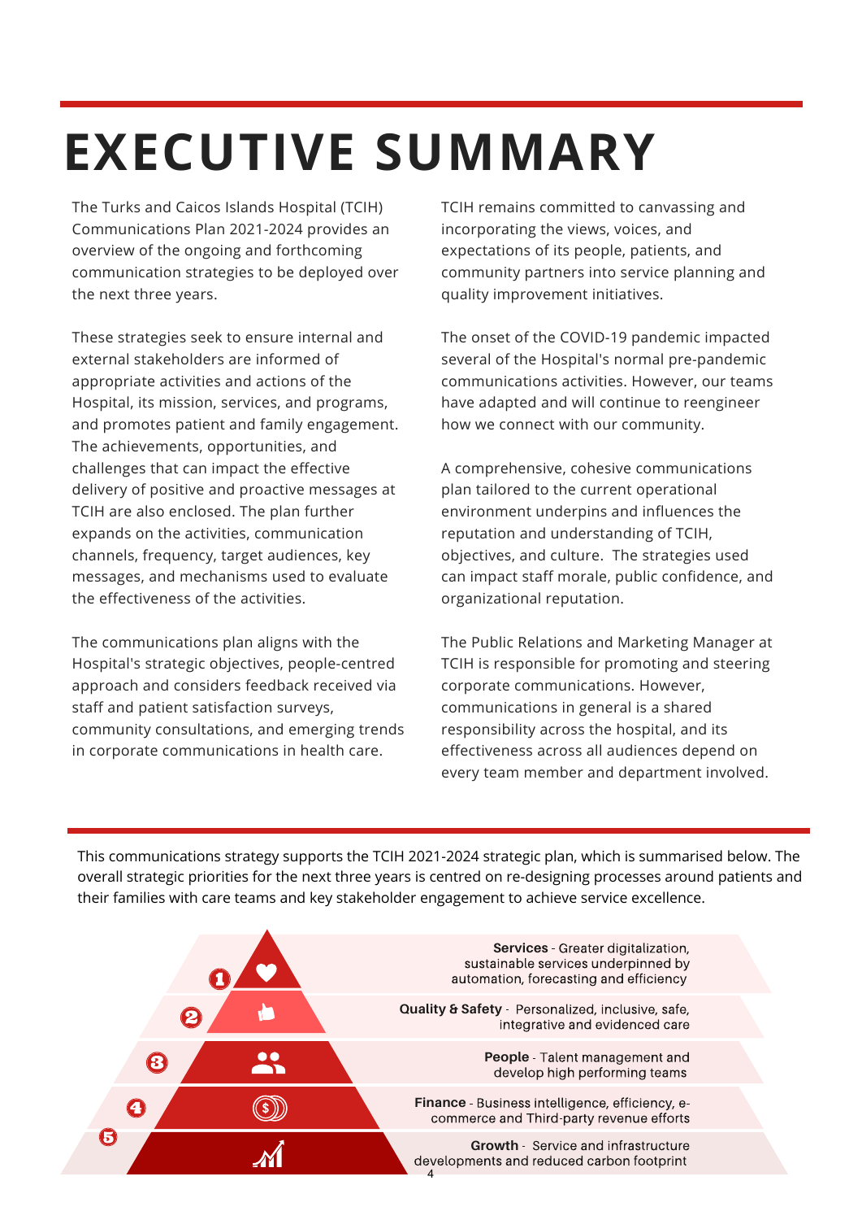# EXECUTIVE SUMMARY

The Turks and Caicos Islands Hospital (TCIH) Communications Plan 2021-2024 provides an overview of the ongoing and forthcoming communication strategies to be deployed over the next three years.

These strategies seek to ensure internal and external stakeholders are informed of appropriate activities and actions of the Hospital, its mission, services, and programs, and promotes patient and family engagement. The achievements, opportunities, and challenges that can impact the effective delivery of positive and proactive messages at TCIH are also enclosed. The plan further expands on the activities, communication channels, frequency, target audiences, key messages, and mechanisms used to evaluate the effectiveness of the activities.

The communications plan aligns with the Hospital's strategic objectives, people-centred approach and considers feedback received via staff and patient satisfaction surveys, community consultations, and emerging trends in corporate communications in health care.

TCIH remains committed to canvassing and incorporating the views, voices, and expectations of its people, patients, and community partners into service planning and quality improvement initiatives.

The onset of the COVID-19 pandemic impacted several of the Hospital's normal pre-pandemic communications activities. However, our teams have adapted and will continue to reengineer how we connect with our community.

A comprehensive, cohesive communications plan tailored to the current operational environment underpins and influences the reputation and understanding of TCIH, objectives, and culture. The strategies used can impact staff morale, public confidence, and organizational reputation.

The Public Relations and Marketing Manager at TCIH is responsible for promoting and steering corporate communications. However, communications in general is a shared responsibility across the hospital, and its effectiveness across all audiences depend on every team member and department involved.

This communications strategy supports the TCIH 2021-2024 strategic plan, which is summarised below. The overall strategic priorities for the next three years is centred on re-designing processes around patients and their families with care teams and key stakeholder engagement to achieve service excellence.

1. **Services** - Greater digitalization, sustainable services underpinned by automation, forecasting and efficiency
2. **Quality & Safety** - Personalized, inclusive, safe, integrative and evidenced care
3. **People** - Talent management and develop high performing teams
4. **Finance** - Business intelligence, efficiency, e-commerce and Third-party revenue efforts
5. **Growth** - Service and infrastructure developments and reduced carbon footprint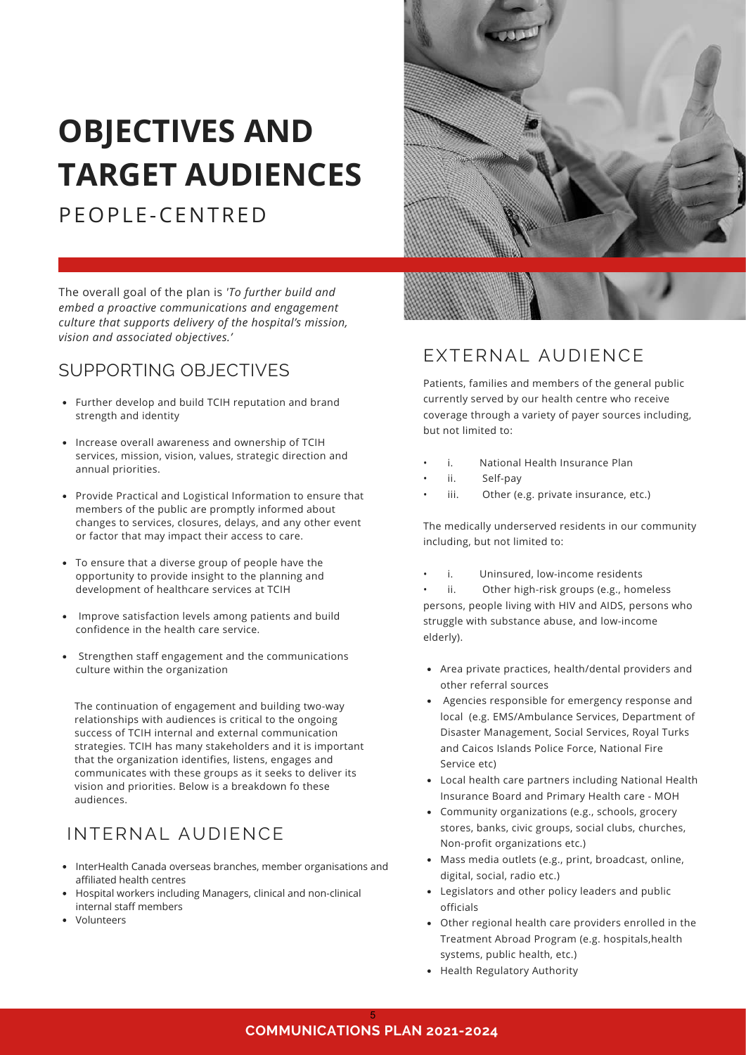# OBJECTIVES AND TARGET AUDIENCES

## PEOPLE-CENTRED

The overall goal of the plan is *'To further build and embed a proactive communications and engagement culture that supports delivery of the hospital's mission, vision and associated objectives.'*

## SUPPORTING OBJECTIVES

- Further develop and build TCIH reputation and brand strength and identity
- Increase overall awareness and ownership of TCIH services, mission, vision, values, strategic direction and annual priorities.
- Provide Practical and Logistical Information to ensure that members of the public are promptly informed about changes to services, closures, delays, and any other event or factor that may impact their access to care.
- To ensure that a diverse group of people have the opportunity to provide insight to the planning and development of healthcare services at TCIH
- Improve satisfaction levels among patients and build confidence in the health care service.
- Strengthen staff engagement and the communications culture within the organization

The continuation of engagement and building two-way relationships with audiences is critical to the ongoing success of TCIH internal and external communication strategies. TCIH has many stakeholders and it is important that the organization identifies, listens, engages and communicates with these groups as it seeks to deliver its vision and priorities. Below is a breakdown fo these audiences.

## INTERNAL AUDIENCE

- InterHealth Canada overseas branches, member organisations and affiliated health centres
- Hospital workers including Managers, clinical and non-clinical internal staff members
- Volunteers

## EXTERNAL AUDIENCE

Patients, families and members of the general public currently served by our health centre who receive coverage through a variety of payer sources including, but not limited to:

- i. National Health Insurance Plan
- ii. Self-pay
- iii. Other (e.g. private insurance, etc.)

The medically underserved residents in our community including, but not limited to:

- i. Uninsured, low-income residents
- ii. Other high-risk groups (e.g., homeless persons, people living with HIV and AIDS, persons who struggle with substance abuse, and low-income elderly).

- Area private practices, health/dental providers and other referral sources
- Agencies responsible for emergency response and local (e.g. EMS/Ambulance Services, Department of Disaster Management, Social Services, Royal Turks and Caicos Islands Police Force, National Fire Service etc)
- Local health care partners including National Health Insurance Board and Primary Health care - MOH
- Community organizations (e.g., schools, grocery stores, banks, civic groups, social clubs, churches, Non-profit organizations etc.)
- Mass media outlets (e.g., print, broadcast, online, digital, social, radio etc.)
- Legislators and other policy leaders and public officials
- Other regional health care providers enrolled in the Treatment Abroad Program (e.g. hospitals,health systems, public health, etc.)
- Health Regulatory Authority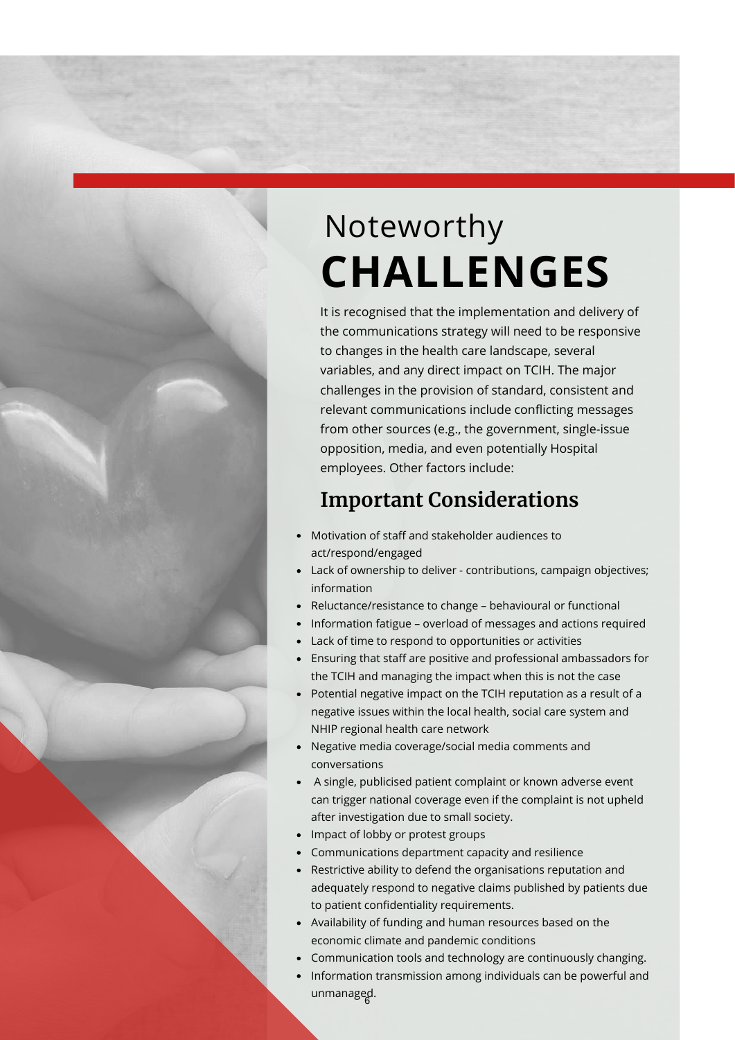# Noteworthy **CHALLENGES**

It is recognised that the implementation and delivery of the communications strategy will need to be responsive to changes in the health care landscape, several variables, and any direct impact on TCIH. The major challenges in the provision of standard, consistent and relevant communications include conflicting messages from other sources (e.g., the government, single-issue opposition, media, and even potentially Hospital employees. Other factors include:

## Important Considerations

- Motivation of staff and stakeholder audiences to act/respond/engaged
- Lack of ownership to deliver - contributions, campaign objectives; information
- Reluctance/resistance to change – behavioural or functional
- Information fatigue – overload of messages and actions required
- Lack of time to respond to opportunities or activities
- Ensuring that staff are positive and professional ambassadors for the TCIH and managing the impact when this is not the case
- Potential negative impact on the TCIH reputation as a result of a negative issues within the local health, social care system and NHIP regional health care network
- Negative media coverage/social media comments and conversations
- A single, publicised patient complaint or known adverse event can trigger national coverage even if the complaint is not upheld after investigation due to small society.
- Impact of lobby or protest groups
- Communications department capacity and resilience
- Restrictive ability to defend the organisations reputation and adequately respond to negative claims published by patients due to patient confidentiality requirements.
- Availability of funding and human resources based on the economic climate and pandemic conditions
- Communication tools and technology are continuously changing.
- Information transmission among individuals can be powerful and unmanaged.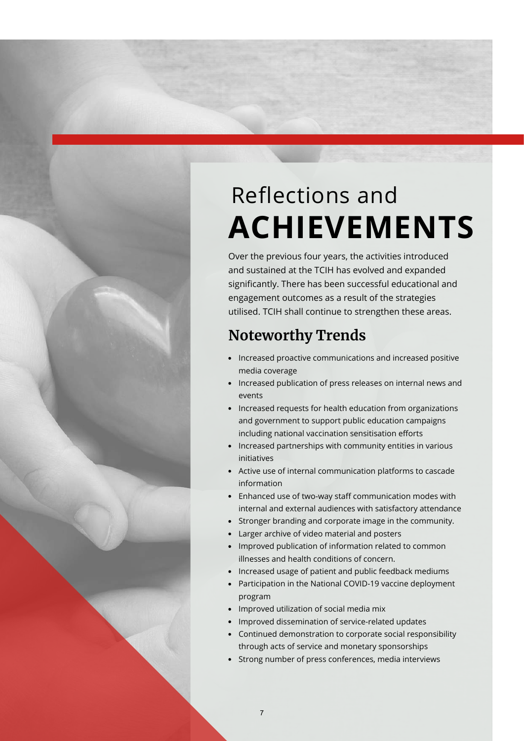# Reflections and **ACHIEVEMENTS**

Over the previous four years, the activities introduced and sustained at the TCIH has evolved and expanded significantly. There has been successful educational and engagement outcomes as a result of the strategies utilised. TCIH shall continue to strengthen these areas.

## Noteworthy Trends

- Increased proactive communications and increased positive media coverage
- Increased publication of press releases on internal news and events
- Increased requests for health education from organizations and government to support public education campaigns including national vaccination sensitisation efforts
- Increased partnerships with community entities in various initiatives
- Active use of internal communication platforms to cascade information
- Enhanced use of two-way staff communication modes with internal and external audiences with satisfactory attendance
- Stronger branding and corporate image in the community.
- Larger archive of video material and posters
- Improved publication of information related to common illnesses and health conditions of concern.
- Increased usage of patient and public feedback mediums
- Participation in the National COVID-19 vaccine deployment program
- Improved utilization of social media mix
- Improved dissemination of service-related updates
- Continued demonstration to corporate social responsibility through acts of service and monetary sponsorships
- Strong number of press conferences, media interviews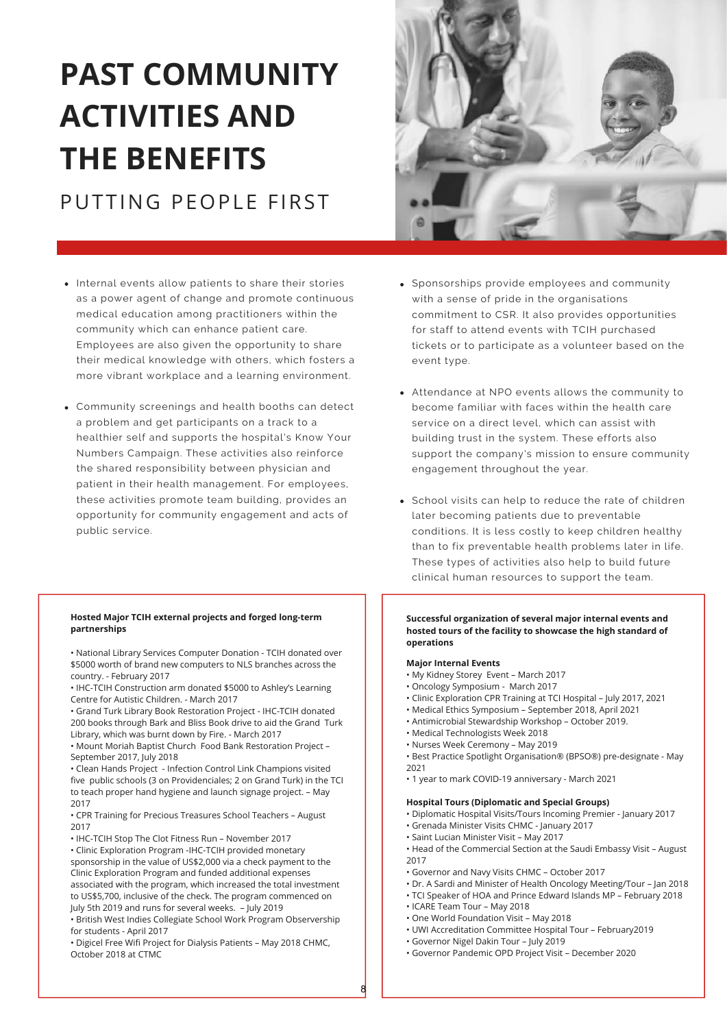# PAST COMMUNITY ACTIVITIES AND THE BENEFITS

## PUTTING PEOPLE FIRST

- Internal events allow patients to share their stories as a power agent of change and promote continuous medical education among practitioners within the community which can enhance patient care. Employees are also given the opportunity to share their medical knowledge with others, which fosters a more vibrant workplace and a learning environment.
- Community screenings and health booths can detect a problem and get participants on a track to a healthier self and supports the hospital's Know Your Numbers Campaign. These activities also reinforce the shared responsibility between physician and patient in their health management. For employees, these activities promote team building, provides an opportunity for community engagement and acts of public service.
- Sponsorships provide employees and community with a sense of pride in the organisations commitment to CSR. It also provides opportunities for staff to attend events with TCIH purchased tickets or to participate as a volunteer based on the event type.
- Attendance at NPO events allows the community to become familiar with faces within the health care service on a direct level, which can assist with building trust in the system. These efforts also support the company's mission to ensure community engagement throughout the year.
- School visits can help to reduce the rate of children later becoming patients due to preventable conditions. It is less costly to keep children healthy than to fix preventable health problems later in life. These types of activities also help to build future clinical human resources to support the team.

**Hosted Major TCIH external projects and forged long-term partnerships**

- National Library Services Computer Donation - TCIH donated over $5000 worth of brand new computers to NLS branches across the country. - February 2017
- IHC-TCIH Construction arm donated $5000 to Ashley's Learning Centre for Autistic Children. - March 2017
- Grand Turk Library Book Restoration Project - IHC-TCIH donated 200 books through Bark and Bliss Book drive to aid the Grand Turk Library, which was burnt down by Fire. - March 2017
- Mount Moriah Baptist Church Food Bank Restoration Project – September 2017, July 2018
- Clean Hands Project - Infection Control Link Champions visited five public schools (3 on Providenciales; 2 on Grand Turk) in the TCI to teach proper hand hygiene and launch signage project. – May 2017
- CPR Training for Precious Treasures School Teachers – August 2017
- IHC-TCIH Stop The Clot Fitness Run – November 2017
- Clinic Exploration Program -IHC-TCIH provided monetary sponsorship in the value of US$2,000 via a check payment to the Clinic Exploration Program and funded additional expenses associated with the program, which increased the total investment to US$5,700, inclusive of the check. The program commenced on July 5th 2019 and runs for several weeks. – July 2019
- British West Indies Collegiate School Work Program Observership for students - April 2017
- Digicel Free Wifi Project for Dialysis Patients – May 2018 CHMC, October 2018 at CTMC

**Successful organization of several major internal events and hosted tours of the facility to showcase the high standard of operations**

**Major Internal Events**

- My Kidney Storey Event – March 2017
- Oncology Symposium - March 2017
- Clinic Exploration CPR Training at TCI Hospital – July 2017, 2021
- Medical Ethics Symposium – September 2018, April 2021
- Antimicrobial Stewardship Workshop – October 2019.
- Medical Technologists Week 2018
- Nurses Week Ceremony – May 2019
- Best Practice Spotlight Organisation® (BPSO®) pre-designate - May 2021
- 1 year to mark COVID-19 anniversary - March 2021

**Hospital Tours (Diplomatic and Special Groups)**

- Diplomatic Hospital Visits/Tours Incoming Premier - January 2017
- Grenada Minister Visits CHMC - January 2017
- Saint Lucian Minister Visit – May 2017
- Head of the Commercial Section at the Saudi Embassy Visit – August 2017
- Governor and Navy Visits CHMC – October 2017
- Dr. A Sardi and Minister of Health Oncology Meeting/Tour – Jan 2018
- TCI Speaker of HOA and Prince Edward Islands MP – February 2018
- ICARE Team Tour – May 2018
- One World Foundation Visit – May 2018
- UWI Accreditation Committee Hospital Tour – February2019
- Governor Nigel Dakin Tour – July 2019
- Governor Pandemic OPD Project Visit – December 2020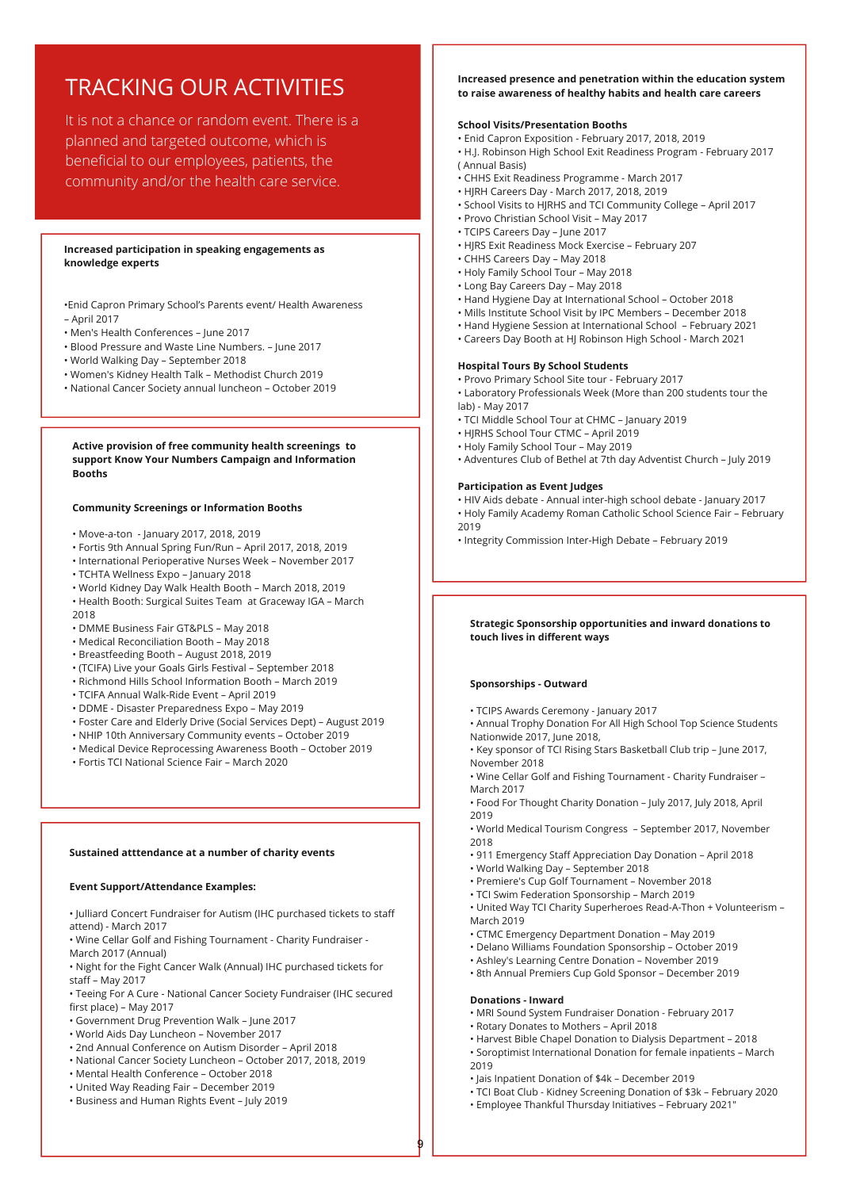# TRACKING OUR ACTIVITIES

It is not a chance or random event. There is a planned and targeted outcome, which is beneficial to our employees, patients, the community and/or the health care service.

**Increased participation in speaking engagements as knowledge experts**

- Enid Capron Primary School's Parents event/ Health Awareness – April 2017
- Men's Health Conferences – June 2017
- Blood Pressure and Waste Line Numbers. – June 2017
- World Walking Day – September 2018
- Women's Kidney Health Talk – Methodist Church 2019
- National Cancer Society annual luncheon – October 2019

**Active provision of free community health screenings to support Know Your Numbers Campaign and Information Booths**

**Community Screenings or Information Booths**

- Move-a-ton - January 2017, 2018, 2019
- Fortis 9th Annual Spring Fun/Run – April 2017, 2018, 2019
- International Perioperative Nurses Week – November 2017
- TCHTA Wellness Expo – January 2018
- World Kidney Day Walk Health Booth – March 2018, 2019
- Health Booth: Surgical Suites Team at Graceway IGA – March 2018
- DMME Business Fair GT&PLS – May 2018
- Medical Reconciliation Booth – May 2018
- Breastfeeding Booth – August 2018, 2019
- (TCIFA) Live your Goals Girls Festival – September 2018
- Richmond Hills School Information Booth – March 2019
- TCIFA Annual Walk-Ride Event – April 2019
- DDME - Disaster Preparedness Expo – May 2019
- Foster Care and Elderly Drive (Social Services Dept) – August 2019
- NHIP 10th Anniversary Community events – October 2019
- Medical Device Reprocessing Awareness Booth – October 2019
- Fortis TCI National Science Fair – March 2020

**Sustained atttendance at a number of charity events**

**Event Support/Attendance Examples:**

- Julliard Concert Fundraiser for Autism (IHC purchased tickets to staff attend) - March 2017
- Wine Cellar Golf and Fishing Tournament - Charity Fundraiser - March 2017 (Annual)
- Night for the Fight Cancer Walk (Annual) IHC purchased tickets for staff – May 2017
- Teeing For A Cure - National Cancer Society Fundraiser (IHC secured first place) – May 2017
- Government Drug Prevention Walk – June 2017
- World Aids Day Luncheon – November 2017
- 2nd Annual Conference on Autism Disorder – April 2018
- National Cancer Society Luncheon – October 2017, 2018, 2019
- Mental Health Conference – October 2018
- United Way Reading Fair – December 2019
- Business and Human Rights Event – July 2019

**Increased presence and penetration within the education system to raise awareness of healthy habits and health care careers**

**School Visits/Presentation Booths**

- Enid Capron Exposition - February 2017, 2018, 2019
- H.J. Robinson High School Exit Readiness Program - February 2017 ( Annual Basis)
- CHHS Exit Readiness Programme - March 2017
- HJRH Careers Day - March 2017, 2018, 2019
- School Visits to HJRHS and TCI Community College – April 2017
- Provo Christian School Visit – May 2017
- TCIPS Careers Day – June 2017
- HJRS Exit Readiness Mock Exercise – February 207
- CHHS Careers Day – May 2018
- Holy Family School Tour – May 2018
- Long Bay Careers Day – May 2018
- Hand Hygiene Day at International School – October 2018
- Mills Institute School Visit by IPC Members – December 2018
- Hand Hygiene Session at International School – February 2021
- Careers Day Booth at HJ Robinson High School - March 2021

**Hospital Tours By School Students**

- Provo Primary School Site tour - February 2017
- Laboratory Professionals Week (More than 200 students tour the lab) - May 2017
- TCI Middle School Tour at CHMC – January 2019
- HJRHS School Tour CTMC – April 2019
- Holy Family School Tour – May 2019
- Adventures Club of Bethel at 7th day Adventist Church – July 2019

**Participation as Event Judges**

- HIV Aids debate - Annual inter-high school debate - January 2017
- Holy Family Academy Roman Catholic School Science Fair – February 2019
- Integrity Commission Inter-High Debate – February 2019

**Strategic Sponsorship opportunities and inward donations to touch lives in different ways**

**Sponsorships - Outward**

- TCIPS Awards Ceremony - January 2017
- Annual Trophy Donation For All High School Top Science Students Nationwide 2017, June 2018,
- Key sponsor of TCI Rising Stars Basketball Club trip – June 2017, November 2018
- Wine Cellar Golf and Fishing Tournament - Charity Fundraiser – March 2017
- Food For Thought Charity Donation – July 2017, July 2018, April 2019
- World Medical Tourism Congress – September 2017, November 2018
- 911 Emergency Staff Appreciation Day Donation – April 2018
- World Walking Day – September 2018
- Premiere's Cup Golf Tournament – November 2018
- TCI Swim Federation Sponsorship – March 2019
- United Way TCI Charity Superheroes Read-A-Thon + Volunteerism – March 2019
- CTMC Emergency Department Donation – May 2019
- Delano Williams Foundation Sponsorship – October 2019
- Ashley's Learning Centre Donation – November 2019
- 8th Annual Premiers Cup Gold Sponsor – December 2019

**Donations - Inward**

- MRI Sound System Fundraiser Donation - February 2017
- Rotary Donates to Mothers – April 2018
- Harvest Bible Chapel Donation to Dialysis Department – 2018
- Soroptimist International Donation for female inpatients – March 2019
- Jais Inpatient Donation of $4k – December 2019
- TCI Boat Club - Kidney Screening Donation of $3k – February 2020
- Employee Thankful Thursday Initiatives – February 2021"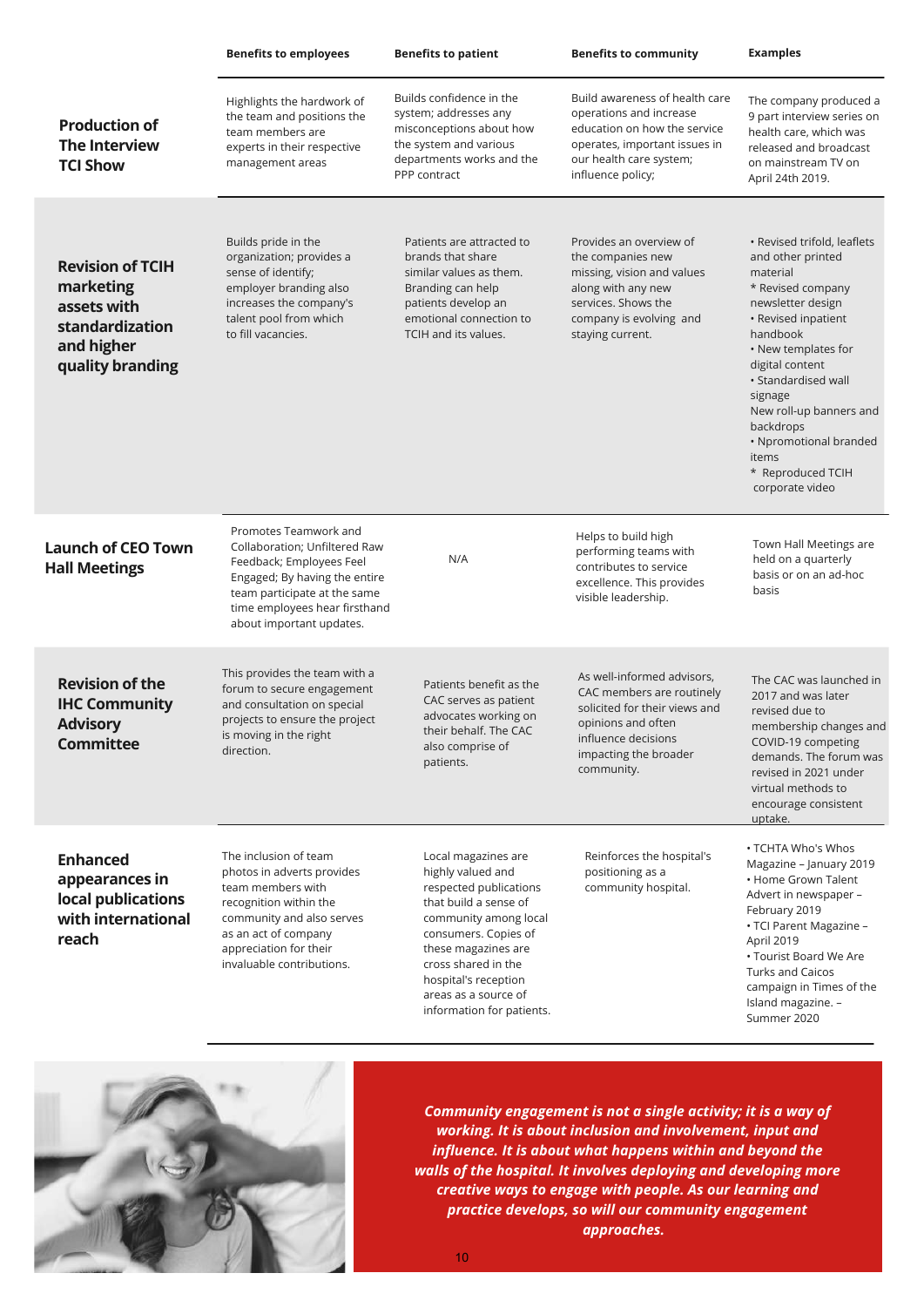| | Benefits to employees | Benefits to patient | Benefits to community | Examples |
|---|---|---|---|---|
| **Production of The Interview TCI Show** | Highlights the hardwork of the team and positions the team members are experts in their respective management areas | Builds confidence in the system; addresses any misconceptions about how the system and various departments works and the PPP contract | Build awareness of health care operations and increase education on how the service operates, important issues in our health care system; influence policy; | The company produced a 9 part interview series on health care, which was released and broadcast on mainstream TV on April 24th 2019. |
| **Revision of TCIH marketing assets with standardization and higher quality branding** | Builds pride in the organization; provides a sense of identify; employer branding also increases the company's talent pool from which to fill vacancies. | Patients are attracted to brands that share similar values as them. Branding can help patients develop an emotional connection to TCIH and its values. | Provides an overview of the companies new missing, vision and values along with any new services. Shows the company is evolving and staying current. | • Revised trifold, leaflets and other printed material<br>* Revised company newsletter design<br>• Revised inpatient handbook<br>• New templates for digital content<br>• Standardised wall signage<br>New roll-up banners and backdrops<br>• Npromotional branded items<br>* Reproduced TCIH corporate video |
| **Launch of CEO Town Hall Meetings** | Promotes Teamwork and Collaboration; Unfiltered Raw Feedback; Employees Feel Engaged; By having the entire team participate at the same time employees hear firsthand about important updates. | N/A | Helps to build high performing teams with contributes to service excellence. This provides visible leadership. | Town Hall Meetings are held on a quarterly basis or on an ad-hoc basis |
| **Revision of the IHC Community Advisory Committee** | This provides the team with a forum to secure engagement and consultation on special projects to ensure the project is moving in the right direction. | Patients benefit as the CAC serves as patient advocates working on their behalf. The CAC also comprise of patients. | As well-informed advisors, CAC members are routinely solicited for their views and opinions and often influence decisions impacting the broader community. | The CAC was launched in 2017 and was later revised due to membership changes and COVID-19 competing demands. The forum was revised in 2021 under virtual methods to encourage consistent uptake. |
| **Enhanced appearances in local publications with international reach** | The inclusion of team photos in adverts provides team members with recognition within the community and also serves as an act of company appreciation for their invaluable contributions. | Local magazines are highly valued and respected publications that build a sense of community among local consumers. Copies of these magazines are cross shared in the hospital's reception areas as a source of information for patients. | Reinforces the hospital's positioning as a community hospital. | • TCHTA Who's Whos Magazine – January 2019<br>• Home Grown Talent Advert in newspaper – February 2019<br>• TCI Parent Magazine – April 2019<br>• Tourist Board We Are Turks and Caicos campaign in Times of the Island magazine. – Summer 2020 |

***Community engagement is not a single activity; it is a way of working. It is about inclusion and involvement, input and influence. It is about what happens within and beyond the walls of the hospital. It involves deploying and developing more creative ways to engage with people. As our learning and practice develops, so will our community engagement approaches.***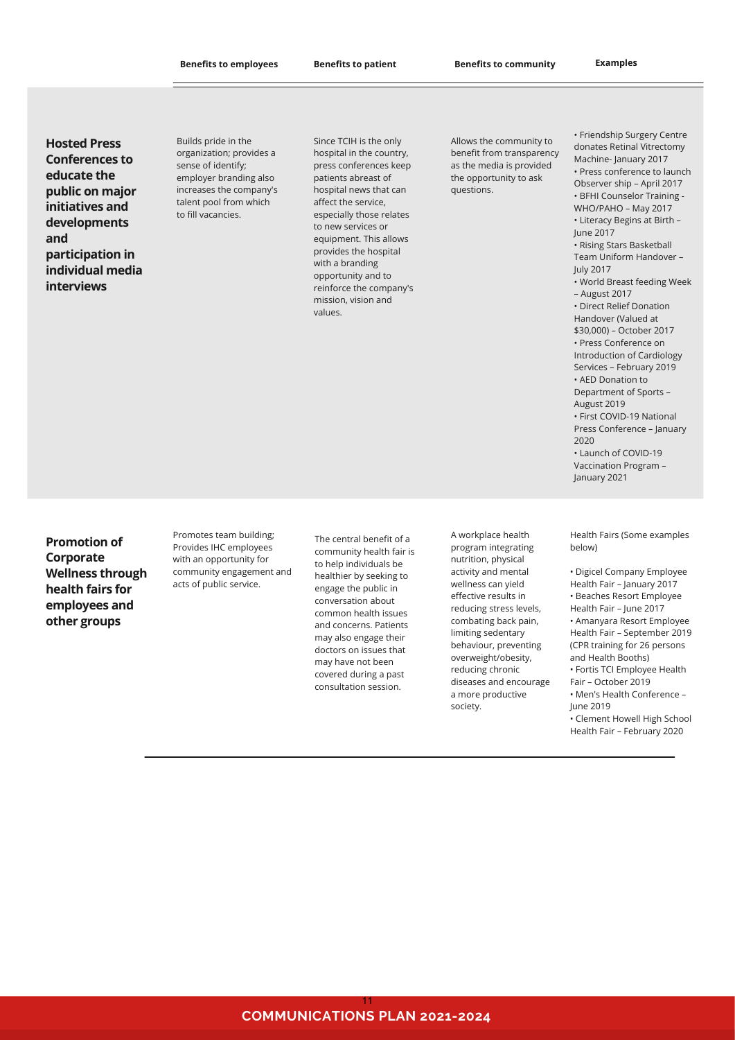| | Benefits to employees | Benefits to patient | Benefits to community | Examples |
|---|---|---|---|---|
| **Hosted Press Conferences to educate the public on major initiatives and developments and participation in individual media interviews** | Builds pride in the organization; provides a sense of identify; employer branding also increases the company's talent pool from which to fill vacancies. | Since TCIH is the only hospital in the country, press conferences keep patients abreast of hospital news that can affect the service, especially those relates to new services or equipment. This allows provides the hospital with a branding opportunity and to reinforce the company's mission, vision and values. | Allows the community to benefit from transparency as the media is provided the opportunity to ask questions. | • Friendship Surgery Centre donates Retinal Vitrectomy Machine- January 2017<br>• Press conference to launch Observer ship – April 2017<br>• BFHI Counselor Training - WHO/PAHO – May 2017<br>• Literacy Begins at Birth – June 2017<br>• Rising Stars Basketball Team Uniform Handover – July 2017<br>• World Breast feeding Week – August 2017<br>• Direct Relief Donation Handover (Valued at $30,000) – October 2017<br>• Press Conference on Introduction of Cardiology Services – February 2019<br>• AED Donation to Department of Sports – August 2019<br>• First COVID-19 National Press Conference – January 2020<br>• Launch of COVID-19 Vaccination Program – January 2021 |
| **Promotion of Corporate Wellness through health fairs for employees and other groups** | Promotes team building; Provides IHC employees with an opportunity for community engagement and acts of public service. | The central benefit of a community health fair is to help individuals be healthier by seeking to engage the public in conversation about common health issues and concerns. Patients may also engage their doctors on issues that may have not been covered during a past consultation session. | A workplace health program integrating nutrition, physical activity and mental wellness can yield effective results in reducing stress levels, combating back pain, limiting sedentary behaviour, preventing overweight/obesity, reducing chronic diseases and encourage a more productive society. | Health Fairs (Some examples below)<br><br>• Digicel Company Employee Health Fair – January 2017<br>• Beaches Resort Employee Health Fair – June 2017<br>• Amanyara Resort Employee Health Fair – September 2019 (CPR training for 26 persons and Health Booths)<br>• Fortis TCI Employee Health Fair – October 2019<br>• Men's Health Conference – June 2019<br>• Clement Howell High School Health Fair – February 2020 |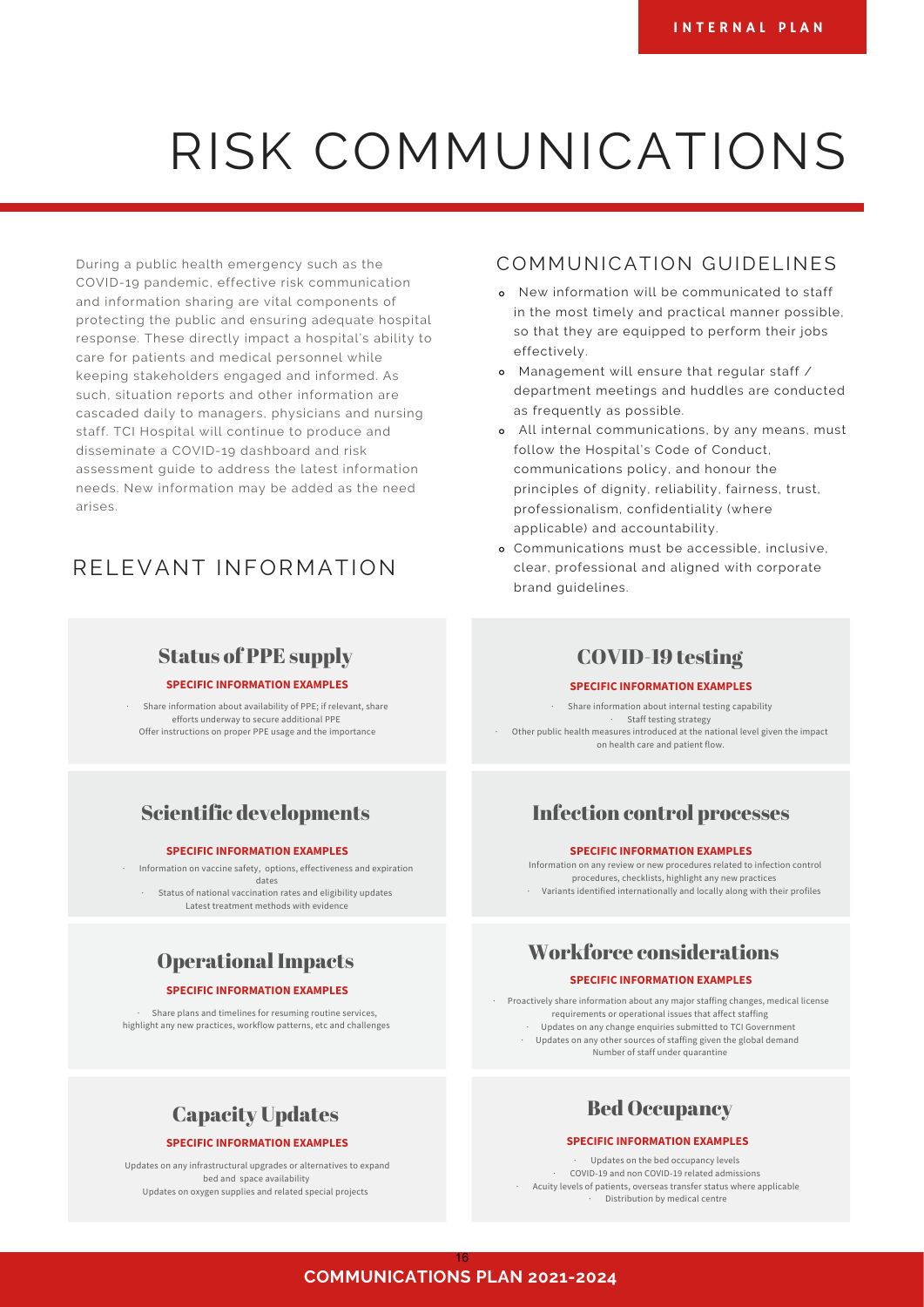# RISK COMMUNICATIONS

During a public health emergency such as the COVID-19 pandemic, effective risk communication and information sharing are vital components of protecting the public and ensuring adequate hospital response. These directly impact a hospital's ability to care for patients and medical personnel while keeping stakeholders engaged and informed. As such, situation reports and other information are cascaded daily to managers, physicians and nursing staff. TCI Hospital will continue to produce and disseminate a COVID-19 dashboard and risk assessment guide to address the latest information needs. New information may be added as the need arises.

## COMMUNICATION GUIDELINES

- New information will be communicated to staff in the most timely and practical manner possible, so that they are equipped to perform their jobs effectively.
- Management will ensure that regular staff / department meetings and huddles are conducted as frequently as possible.
- All internal communications, by any means, must follow the Hospital's Code of Conduct, communications policy, and honour the principles of dignity, reliability, fairness, trust, professionalism, confidentiality (where applicable) and accountability.
- Communications must be accessible, inclusive, clear, professional and aligned with corporate brand guidelines.

## RELEVANT INFORMATION

### Status of PPE supply

**SPECIFIC INFORMATION EXAMPLES**

- Share information about availability of PPE; if relevant, share efforts underway to secure additional PPE
- Offer instructions on proper PPE usage and the importance

### COVID-19 testing

**SPECIFIC INFORMATION EXAMPLES**

- Share information about internal testing capability
- Staff testing strategy
- Other public health measures introduced at the national level given the impact on health care and patient flow.

### Scientific developments

**SPECIFIC INFORMATION EXAMPLES**

- Information on vaccine safety, options, effectiveness and expiration dates
- Status of national vaccination rates and eligibility updates
- Latest treatment methods with evidence

### Infection control processes

**SPECIFIC INFORMATION EXAMPLES**

- Information on any review or new procedures related to infection control procedures, checklists, highlight any new practices
- Variants identified internationally and locally along with their profiles

### Operational Impacts

**SPECIFIC INFORMATION EXAMPLES**

- Share plans and timelines for resuming routine services, highlight any new practices, workflow patterns, etc and challenges

### Workforce considerations

**SPECIFIC INFORMATION EXAMPLES**

- Proactively share information about any major staffing changes, medical license requirements or operational issues that affect staffing
- Updates on any change enquiries submitted to TCI Government
- Updates on any other sources of staffing given the global demand
- Number of staff under quarantine

### Capacity Updates

**SPECIFIC INFORMATION EXAMPLES**

- Updates on any infrastructural upgrades or alternatives to expand bed and space availability
- Updates on oxygen supplies and related special projects

### Bed Occupancy

**SPECIFIC INFORMATION EXAMPLES**

- Updates on the bed occupancy levels
- COVID-19 and non COVID-19 related admissions
- Acuity levels of patients, overseas transfer status where applicable
- Distribution by medical centre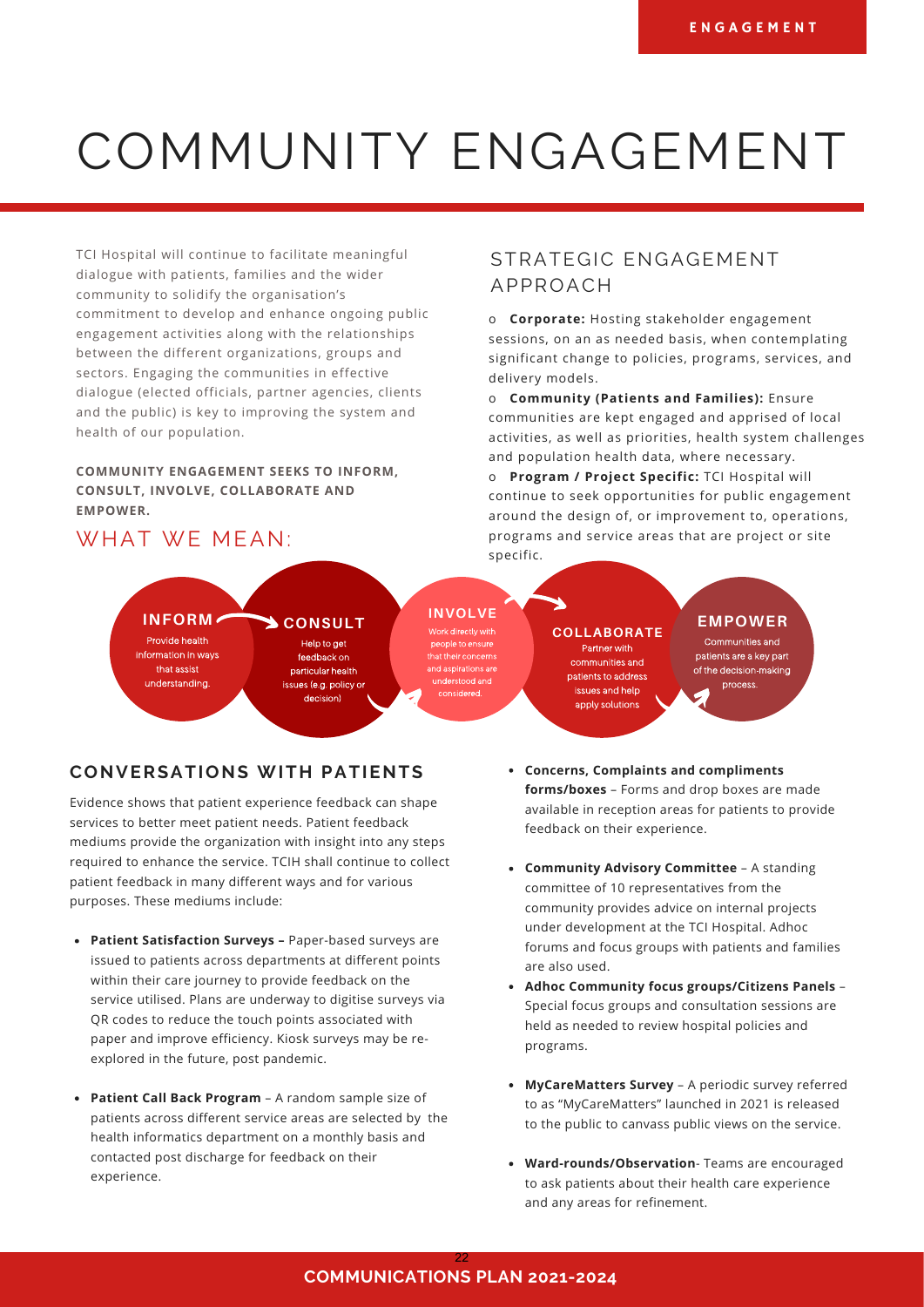# COMMUNITY ENGAGEMENT

TCI Hospital will continue to facilitate meaningful dialogue with patients, families and the wider community to solidify the organisation's commitment to develop and enhance ongoing public engagement activities along with the relationships between the different organizations, groups and sectors. Engaging the communities in effective dialogue (elected officials, partner agencies, clients and the public) is key to improving the system and health of our population.

**COMMUNITY ENGAGEMENT SEEKS TO INFORM, CONSULT, INVOLVE, COLLABORATE AND EMPOWER.**

## WHAT WE MEAN:

**INFORM**
Provide health information in ways that assist understanding.

**CONSULT**
Help to get feedback on particular health issues (e.g. policy or decision)

**INVOLVE**
Work directly with people to ensure that their concerns and aspirations are understood and considered.

**COLLABORATE**
Partner with communities and patients to address issues and help apply solutions

**EMPOWER**
Communities and patients are a key part of the decision-making process.

## STRATEGIC ENGAGEMENT APPROACH

- **Corporate:** Hosting stakeholder engagement sessions, on an as needed basis, when contemplating significant change to policies, programs, services, and delivery models.
- **Community (Patients and Families):** Ensure communities are kept engaged and apprised of local activities, as well as priorities, health system challenges and population health data, where necessary.
- **Program / Project Specific:** TCI Hospital will continue to seek opportunities for public engagement around the design of, or improvement to, operations, programs and service areas that are project or site specific.

## CONVERSATIONS WITH PATIENTS

Evidence shows that patient experience feedback can shape services to better meet patient needs. Patient feedback mediums provide the organization with insight into any steps required to enhance the service. TCIH shall continue to collect patient feedback in many different ways and for various purposes. These mediums include:

- **Patient Satisfaction Surveys –** Paper-based surveys are issued to patients across departments at different points within their care journey to provide feedback on the service utilised. Plans are underway to digitise surveys via QR codes to reduce the touch points associated with paper and improve efficiency. Kiosk surveys may be re-explored in the future, post pandemic.
- **Patient Call Back Program** – A random sample size of patients across different service areas are selected by the health informatics department on a monthly basis and contacted post discharge for feedback on their experience.
- **Concerns, Complaints and compliments forms/boxes** – Forms and drop boxes are made available in reception areas for patients to provide feedback on their experience.
- **Community Advisory Committee** – A standing committee of 10 representatives from the community provides advice on internal projects under development at the TCI Hospital. Adhoc forums and focus groups with patients and families are also used.
- **Adhoc Community focus groups/Citizens Panels** – Special focus groups and consultation sessions are held as needed to review hospital policies and programs.
- **MyCareMatters Survey** – A periodic survey referred to as "MyCareMatters" launched in 2021 is released to the public to canvass public views on the service.
- **Ward-rounds/Observation**- Teams are encouraged to ask patients about their health care experience and any areas for refinement.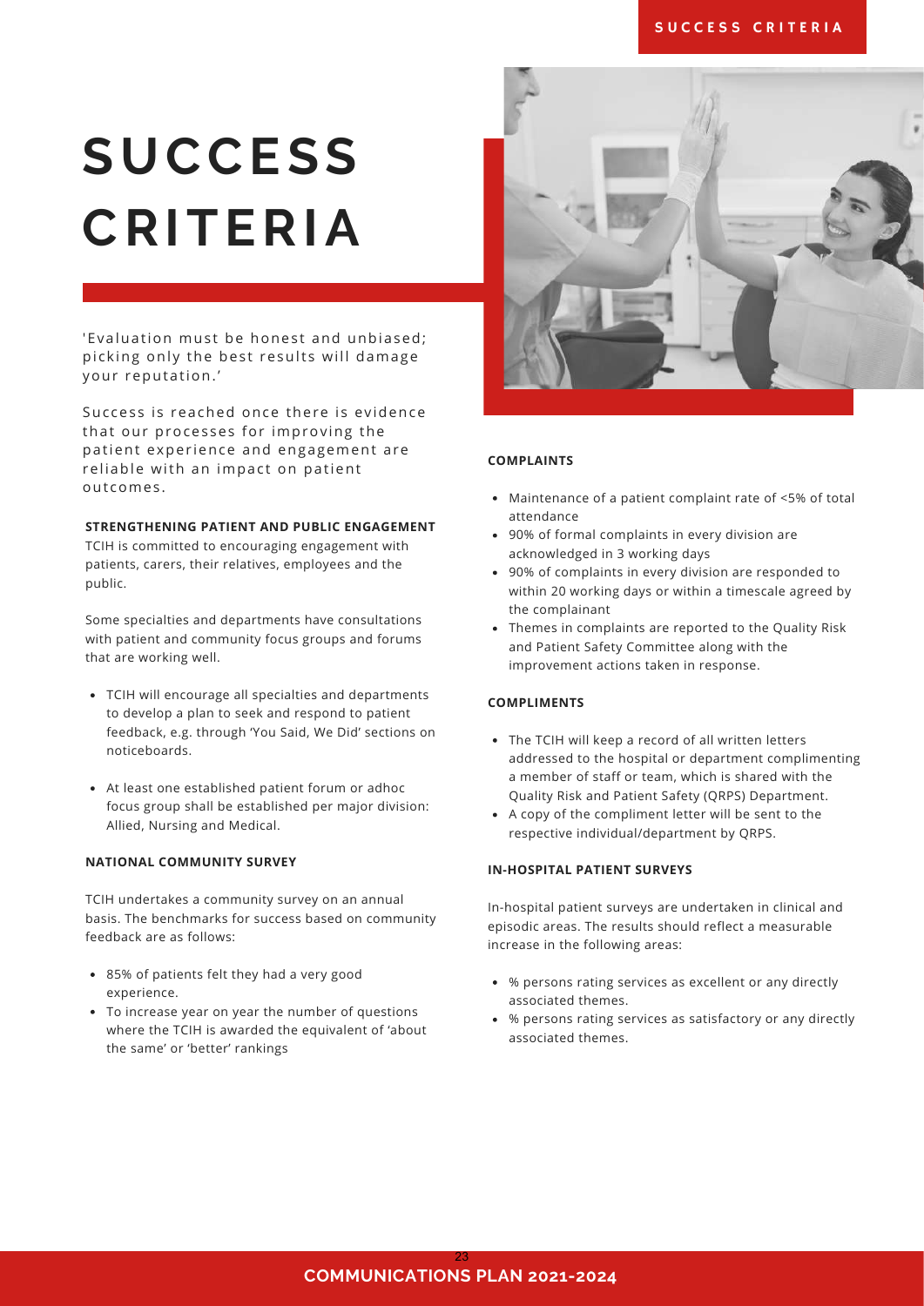# SUCCESS CRITERIA

'Evaluation must be honest and unbiased; picking only the best results will damage your reputation.'

Success is reached once there is evidence that our processes for improving the patient experience and engagement are reliable with an impact on patient outcomes.

**STRENGTHENING PATIENT AND PUBLIC ENGAGEMENT**

TCIH is committed to encouraging engagement with patients, carers, their relatives, employees and the public.

Some specialties and departments have consultations with patient and community focus groups and forums that are working well.

- TCIH will encourage all specialties and departments to develop a plan to seek and respond to patient feedback, e.g. through 'You Said, We Did' sections on noticeboards.
- At least one established patient forum or adhoc focus group shall be established per major division: Allied, Nursing and Medical.

**NATIONAL COMMUNITY SURVEY**

TCIH undertakes a community survey on an annual basis. The benchmarks for success based on community feedback are as follows:

- 85% of patients felt they had a very good experience.
- To increase year on year the number of questions where the TCIH is awarded the equivalent of 'about the same' or 'better' rankings

**COMPLAINTS**

- Maintenance of a patient complaint rate of <5% of total attendance
- 90% of formal complaints in every division are acknowledged in 3 working days
- 90% of complaints in every division are responded to within 20 working days or within a timescale agreed by the complainant
- Themes in complaints are reported to the Quality Risk and Patient Safety Committee along with the improvement actions taken in response.

**COMPLIMENTS**

- The TCIH will keep a record of all written letters addressed to the hospital or department complimenting a member of staff or team, which is shared with the Quality Risk and Patient Safety (QRPS) Department.
- A copy of the compliment letter will be sent to the respective individual/department by QRPS.

**IN-HOSPITAL PATIENT SURVEYS**

In-hospital patient surveys are undertaken in clinical and episodic areas. The results should reflect a measurable increase in the following areas:

- % persons rating services as excellent or any directly associated themes.
- % persons rating services as satisfactory or any directly associated themes.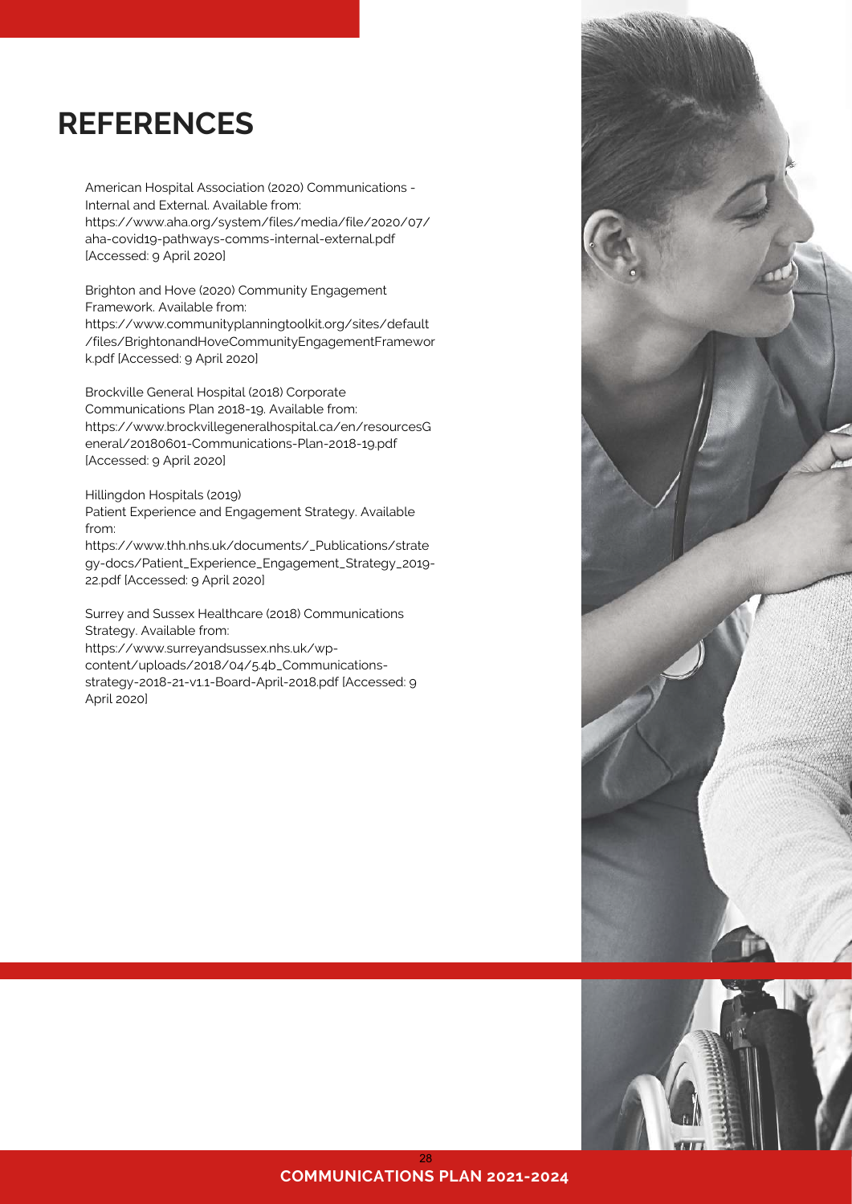# REFERENCES

American Hospital Association (2020) Communications - Internal and External. Available from: https://www.aha.org/system/files/media/file/2020/07/aha-covid19-pathways-comms-internal-external.pdf [Accessed: 9 April 2020]

Brighton and Hove (2020) Community Engagement Framework. Available from: https://www.communityplanningtoolkit.org/sites/default/files/BrightonandHoveCommunityEngagementFramework.pdf [Accessed: 9 April 2020]

Brockville General Hospital (2018) Corporate Communications Plan 2018-19. Available from: https://www.brockvillegeneralhospital.ca/en/resourcesGeneral/20180601-Communications-Plan-2018-19.pdf [Accessed: 9 April 2020]

Hillingdon Hospitals (2019) Patient Experience and Engagement Strategy. Available from: https://www.thh.nhs.uk/documents/_Publications/strategy-docs/Patient_Experience_Engagement_Strategy_2019-22.pdf [Accessed: 9 April 2020]

Surrey and Sussex Healthcare (2018) Communications Strategy. Available from: https://www.surreyandsussex.nhs.uk/wp-content/uploads/2018/04/5.4b_Communications-strategy-2018-21-v1.1-Board-April-2018.pdf [Accessed: 9 April 2020]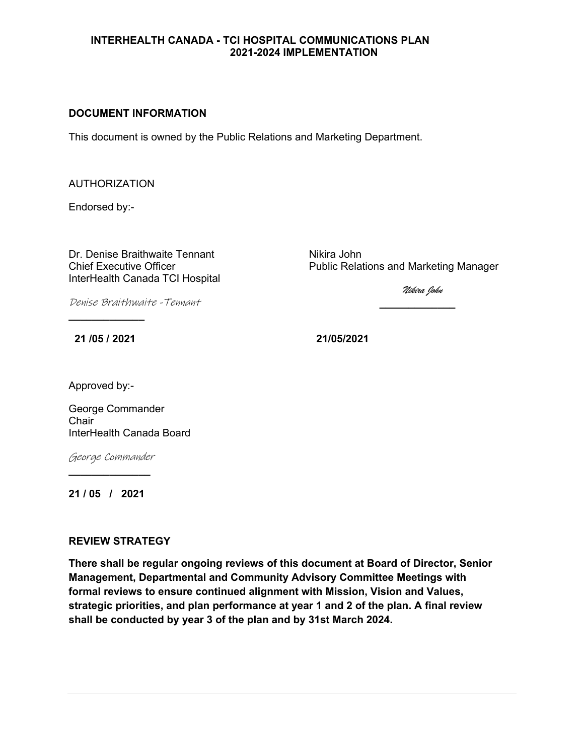**INTERHEALTH CANADA - TCI HOSPITAL COMMUNICATIONS PLAN**
**2021-2024 IMPLEMENTATION**

**DOCUMENT INFORMATION**

This document is owned by the Public Relations and Marketing Department.

AUTHORIZATION

Endorsed by:-

Dr. Denise Braithwaite Tennant
Chief Executive Officer
InterHealth Canada TCI Hospital

*Denise Braithwaite -Tennant*

**21 /05 / 2021**

Nikira John
Public Relations and Marketing Manager

*Nikira John*

**21/05/2021**

Approved by:-

George Commander
Chair
InterHealth Canada Board

*George Commander*

**21 / 05 / 2021**

**REVIEW STRATEGY**

**There shall be regular ongoing reviews of this document at Board of Director, Senior Management, Departmental and Community Advisory Committee Meetings with formal reviews to ensure continued alignment with Mission, Vision and Values, strategic priorities, and plan performance at year 1 and 2 of the plan. A final review shall be conducted by year 3 of the plan and by 31st March 2024.**